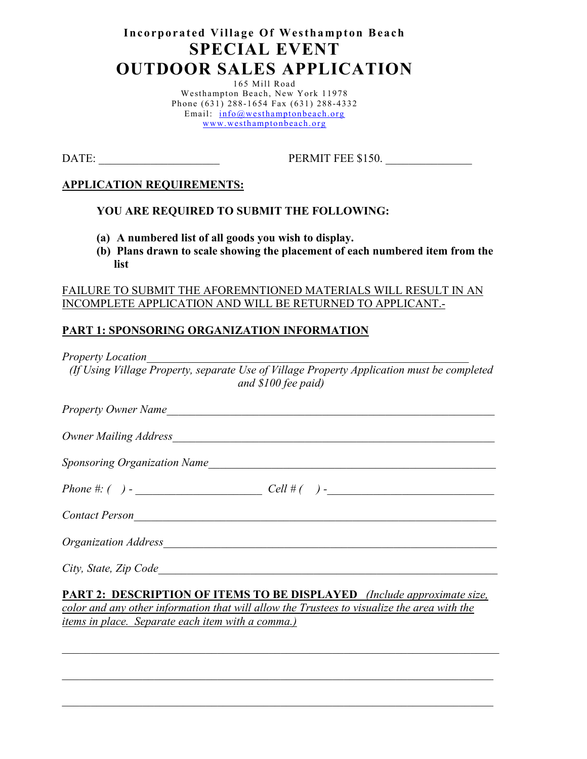**Incorporated Village Of Westhampton Beach**

# SPECIAL EVENT
# OUTDOOR SALES APPLICATION

165 Mill Road
Westhampton Beach, New York 11978
Phone (631) 288-1654 Fax (631) 288-4332
Email: info@westhamptonbeach.org
www.westhamptonbeach.org

DATE: ____________________ PERMIT FEE $150. ______________

**APPLICATION REQUIREMENTS:**

**YOU ARE REQUIRED TO SUBMIT THE FOLLOWING:**

**(a) A numbered list of all goods you wish to display.**
**(b) Plans drawn to scale showing the placement of each numbered item from the list**

FAILURE TO SUBMIT THE AFOREMNTIONED MATERIALS WILL RESULT IN AN INCOMPLETE APPLICATION AND WILL BE RETURNED TO APPLICANT.-

**PART 1: SPONSORING ORGANIZATION INFORMATION**

*Property Location*_______________________________________________________

*(If Using Village Property, separate Use of Village Property Application must be completed and $100 fee paid)*

*Property Owner Name*_______________________________________________________

*Owner Mailing Address*_______________________________________________________

*Sponsoring Organization Name*_______________________________________________________

*Phone #: ( ) -* ______________________ *Cell # ( ) -*______________________________

*Contact Person*_______________________________________________________

*Organization Address*_______________________________________________________

*City, State, Zip Code*_______________________________________________________

**PART 2: DESCRIPTION OF ITEMS TO BE DISPLAYED** *(Include approximate size, color and any other information that will allow the Trustees to visualize the area with the items in place. Separate each item with a comma.)*

_______________________________________________________________________________

_______________________________________________________________________________

_______________________________________________________________________________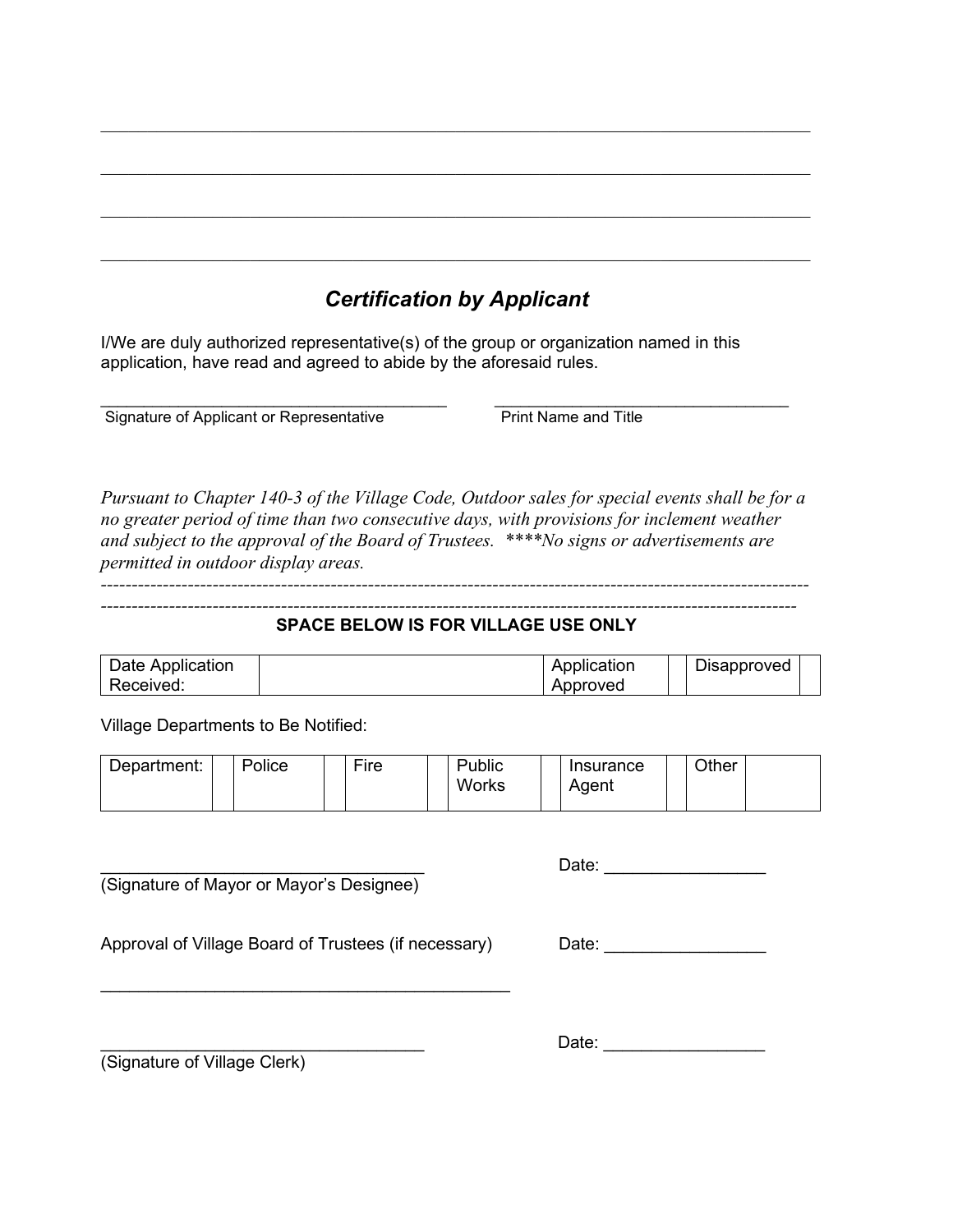\_\_\_\_\_\_\_\_\_\_\_\_\_\_\_\_\_\_\_\_\_\_\_\_\_\_\_\_\_\_\_\_\_\_\_\_\_\_\_\_\_\_\_\_\_\_\_\_\_\_\_\_\_\_\_\_\_\_\_\_\_\_\_\_\_\_\_\_\_\_\_\_\_\_\_\_

\_\_\_\_\_\_\_\_\_\_\_\_\_\_\_\_\_\_\_\_\_\_\_\_\_\_\_\_\_\_\_\_\_\_\_\_\_\_\_\_\_\_\_\_\_\_\_\_\_\_\_\_\_\_\_\_\_\_\_\_\_\_\_\_\_\_\_\_\_\_\_\_\_\_\_\_

\_\_\_\_\_\_\_\_\_\_\_\_\_\_\_\_\_\_\_\_\_\_\_\_\_\_\_\_\_\_\_\_\_\_\_\_\_\_\_\_\_\_\_\_\_\_\_\_\_\_\_\_\_\_\_\_\_\_\_\_\_\_\_\_\_\_\_\_\_\_\_\_\_\_\_\_

\_\_\_\_\_\_\_\_\_\_\_\_\_\_\_\_\_\_\_\_\_\_\_\_\_\_\_\_\_\_\_\_\_\_\_\_\_\_\_\_\_\_\_\_\_\_\_\_\_\_\_\_\_\_\_\_\_\_\_\_\_\_\_\_\_\_\_\_\_\_\_\_\_\_\_\_

## *Certification by Applicant*

I/We are duly authorized representative(s) of the group or organization named in this application, have read and agreed to abide by the aforesaid rules.

\_\_\_\_\_\_\_\_\_\_\_\_\_\_\_\_\_\_\_\_\_\_\_\_\_\_\_\_\_\_\_\_\_\_\_\_\_\_ \_\_\_\_\_\_\_\_\_\_\_\_\_\_\_\_\_\_\_\_\_\_\_\_\_\_\_\_\_\_\_\_\_\_
Signature of Applicant or Representative Print Name and Title

*Pursuant to Chapter 140-3 of the Village Code, Outdoor sales for special events shall be for a no greater period of time than two consecutive days, with provisions for inclement weather and subject to the approval of the Board of Trustees. \*\*\*\*No signs or advertisements are permitted in outdoor display areas.*

---

**SPACE BELOW IS FOR VILLAGE USE ONLY**

| Date Application Received: | | Application Approved | | Disapproved | |
|---|---|---|---|---|---|

Village Departments to Be Notified:

| Department: | | Police | | Fire | | Public Works | | Insurance Agent | | Other | |
|---|---|---|---|---|---|---|---|---|---|---|---|

\_\_\_\_\_\_\_\_\_\_\_\_\_\_\_\_\_\_\_\_\_\_\_\_\_\_\_\_\_\_\_\_\_\_ Date: \_\_\_\_\_\_\_\_\_\_\_\_\_\_\_\_\_
(Signature of Mayor or Mayor's Designee)

Approval of Village Board of Trustees (if necessary) Date: \_\_\_\_\_\_\_\_\_\_\_\_\_\_\_\_\_

\_\_\_\_\_\_\_\_\_\_\_\_\_\_\_\_\_\_\_\_\_\_\_\_\_\_\_\_\_\_\_\_\_\_\_\_\_\_\_\_\_\_\_

\_\_\_\_\_\_\_\_\_\_\_\_\_\_\_\_\_\_\_\_\_\_\_\_\_\_\_\_\_\_\_\_\_\_ Date: \_\_\_\_\_\_\_\_\_\_\_\_\_\_\_\_\_
(Signature of Village Clerk)